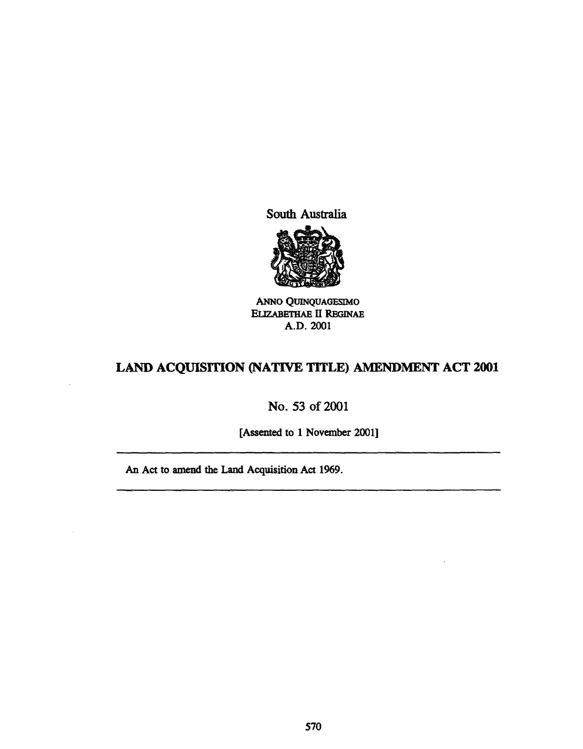South Australia

ANNO QUINQUAGESIMO
ELIZABETHAE II REGINAE
A.D. 2001

# LAND ACQUISITION (NATIVE TITLE) AMENDMENT ACT 2001

No. 53 of 2001

[Assented to 1 November 2001]

---

An Act to amend the Land Acquisition Act 1969.

---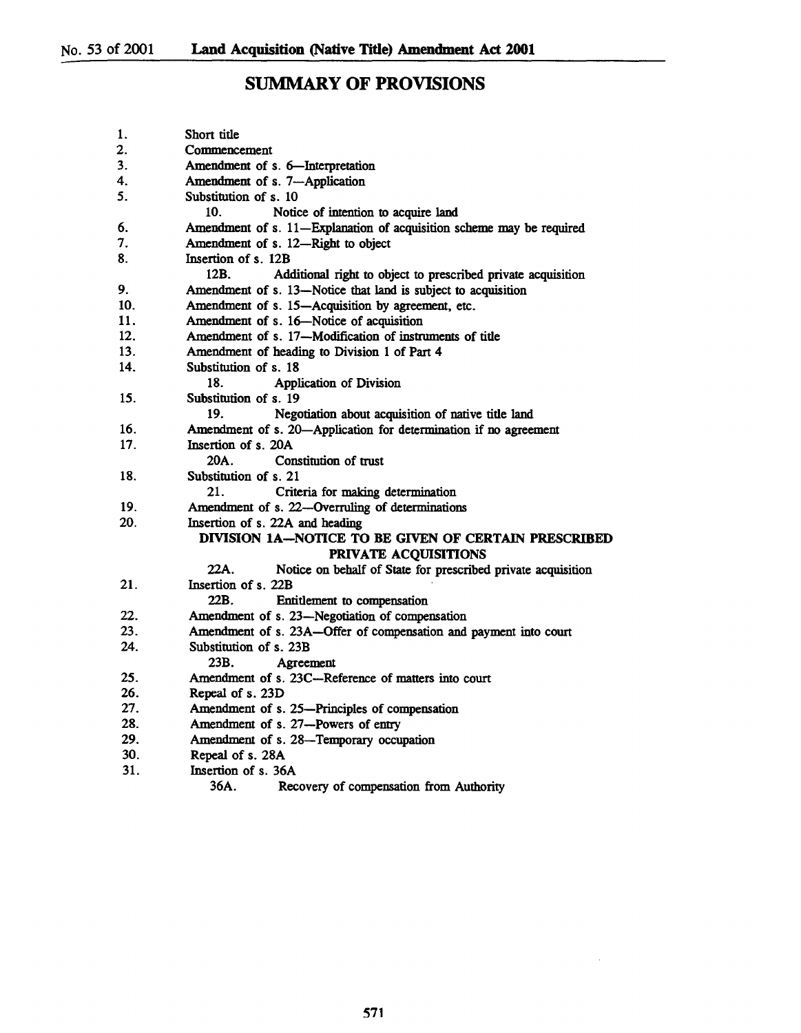## SUMMARY OF PROVISIONS

1. Short title
2. Commencement
3. Amendment of s. 6—Interpretation
4. Amendment of s. 7—Application
5. Substitution of s. 10
   - 10. Notice of intention to acquire land
6. Amendment of s. 11—Explanation of acquisition scheme may be required
7. Amendment of s. 12—Right to object
8. Insertion of s. 12B
   - 12B. Additional right to object to prescribed private acquisition
9. Amendment of s. 13—Notice that land is subject to acquisition
10. Amendment of s. 15—Acquisition by agreement, etc.
11. Amendment of s. 16—Notice of acquisition
12. Amendment of s. 17—Modification of instruments of title
13. Amendment of heading to Division 1 of Part 4
14. Substitution of s. 18
    - 18. Application of Division
15. Substitution of s. 19
    - 19. Negotiation about acquisition of native title land
16. Amendment of s. 20—Application for determination if no agreement
17. Insertion of s. 20A
    - 20A. Constitution of trust
18. Substitution of s. 21
    - 21. Criteria for making determination
19. Amendment of s. 22—Overruling of determinations
20. Insertion of s. 22A and heading

    DIVISION 1A—NOTICE TO BE GIVEN OF CERTAIN PRESCRIBED PRIVATE ACQUISITIONS

    - 22A. Notice on behalf of State for prescribed private acquisition
21. Insertion of s. 22B
    - 22B. Entitlement to compensation
22. Amendment of s. 23—Negotiation of compensation
23. Amendment of s. 23A—Offer of compensation and payment into court
24. Substitution of s. 23B
    - 23B. Agreement
25. Amendment of s. 23C—Reference of matters into court
26. Repeal of s. 23D
27. Amendment of s. 25—Principles of compensation
28. Amendment of s. 27—Powers of entry
29. Amendment of s. 28—Temporary occupation
30. Repeal of s. 28A
31. Insertion of s. 36A
    - 36A. Recovery of compensation from Authority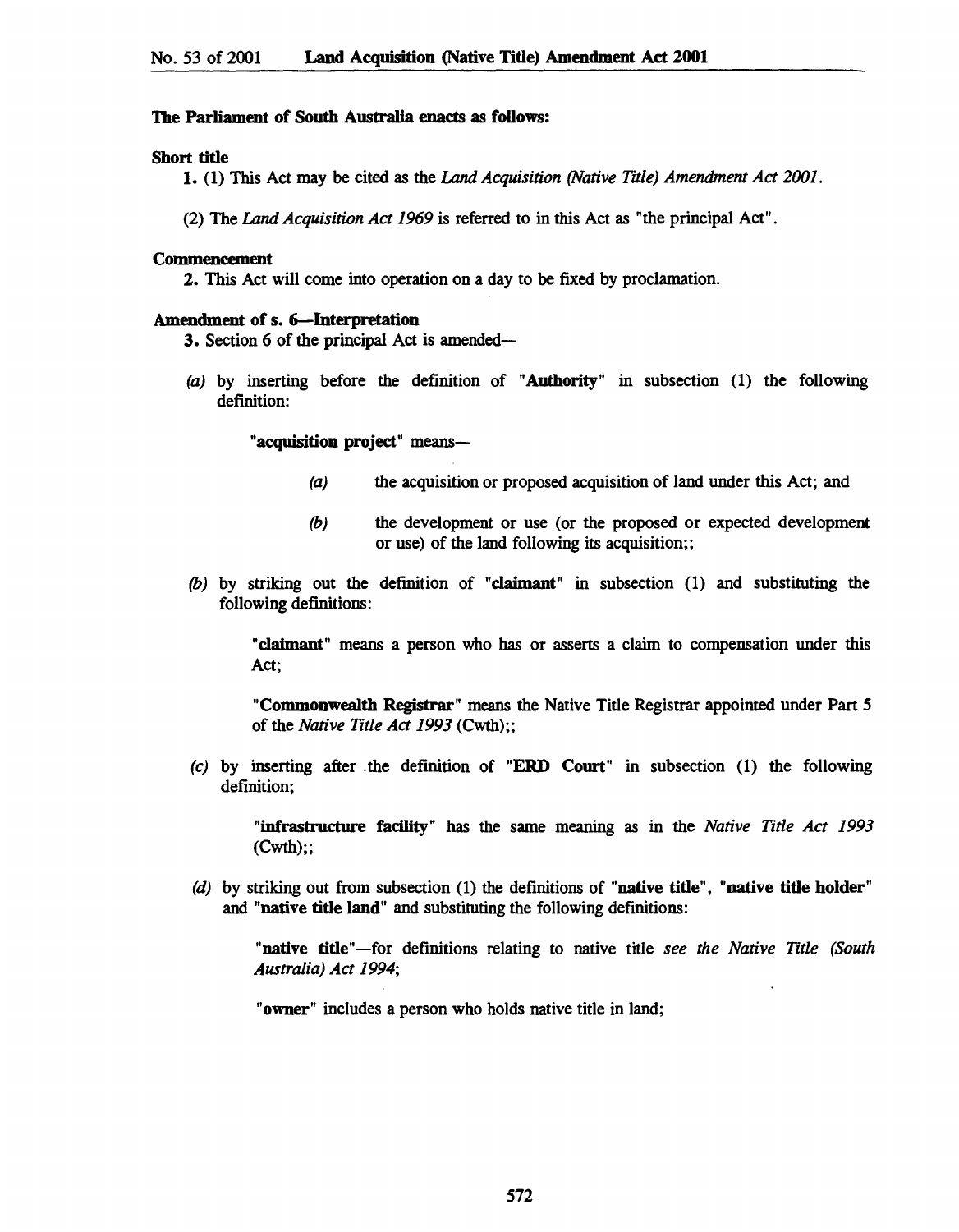**The Parliament of South Australia enacts as follows:**

**Short title**

**1.** (1) This Act may be cited as the *Land Acquisition (Native Title) Amendment Act 2001*.

(2) The *Land Acquisition Act 1969* is referred to in this Act as "the principal Act".

**Commencement**

**2.** This Act will come into operation on a day to be fixed by proclamation.

**Amendment of s. 6—Interpretation**

**3.** Section 6 of the principal Act is amended—

*(a)* by inserting before the definition of "**Authority**" in subsection (1) the following definition:

> "**acquisition project**" means—
>
> *(a)* the acquisition or proposed acquisition of land under this Act; and
>
> *(b)* the development or use (or the proposed or expected development or use) of the land following its acquisition;;

*(b)* by striking out the definition of "**claimant**" in subsection (1) and substituting the following definitions:

> "**claimant**" means a person who has or asserts a claim to compensation under this Act;
>
> "**Commonwealth Registrar**" means the Native Title Registrar appointed under Part 5 of the *Native Title Act 1993* (Cwth);;

*(c)* by inserting after the definition of "**ERD Court**" in subsection (1) the following definition;

> "**infrastructure facility**" has the same meaning as in the *Native Title Act 1993* (Cwth);;

*(d)* by striking out from subsection (1) the definitions of "**native title**", "**native title holder**" and "**native title land**" and substituting the following definitions:

> "**native title**"—for definitions relating to native title *see the Native Title (South Australia) Act 1994*;
>
> "**owner**" includes a person who holds native title in land;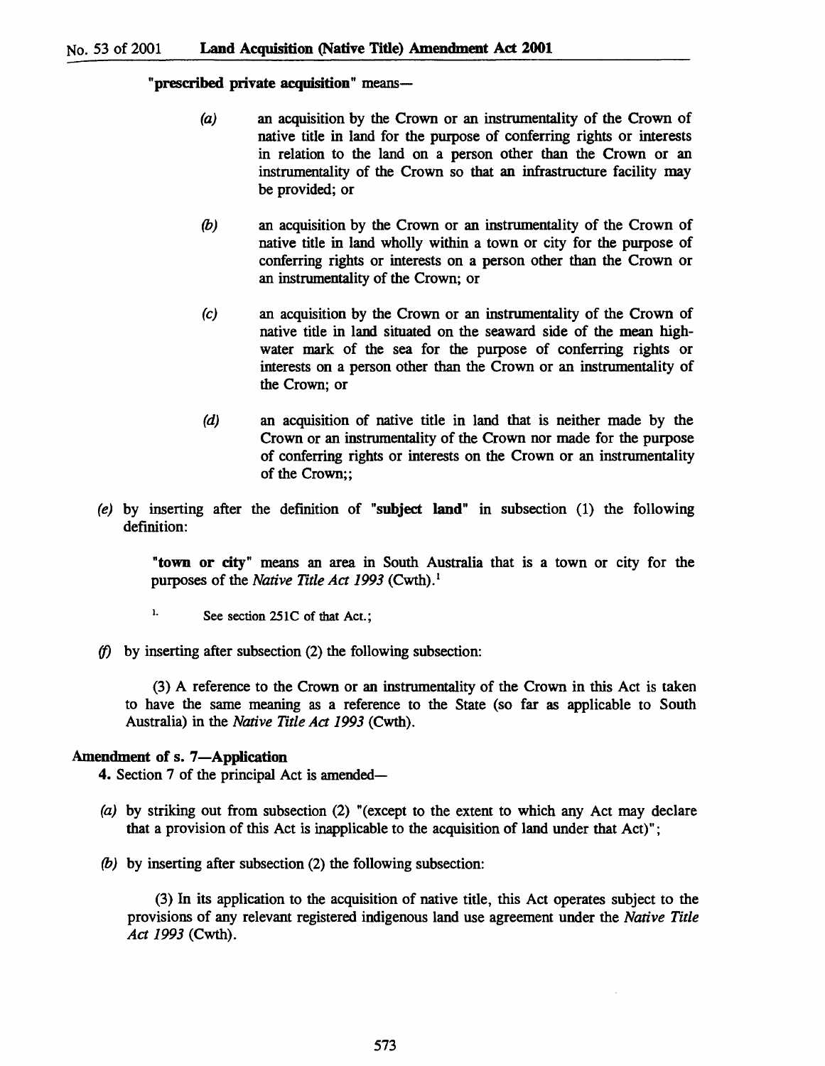**"prescribed private acquisition"** means—

- *(a)* an acquisition by the Crown or an instrumentality of the Crown of native title in land for the purpose of conferring rights or interests in relation to the land on a person other than the Crown or an instrumentality of the Crown so that an infrastructure facility may be provided; or
- *(b)* an acquisition by the Crown or an instrumentality of the Crown of native title in land wholly within a town or city for the purpose of conferring rights or interests on a person other than the Crown or an instrumentality of the Crown; or
- *(c)* an acquisition by the Crown or an instrumentality of the Crown of native title in land situated on the seaward side of the mean high-water mark of the sea for the purpose of conferring rights or interests on a person other than the Crown or an instrumentality of the Crown; or
- *(d)* an acquisition of native title in land that is neither made by the Crown or an instrumentality of the Crown nor made for the purpose of conferring rights or interests on the Crown or an instrumentality of the Crown;;

*(e)* by inserting after the definition of **"subject land"** in subsection (1) the following definition:

> **"town or city"** means an area in South Australia that is a town or city for the purposes of the *Native Title Act 1993* (Cwth).[1]
>
> 1. See section 251C of that Act.;

*(f)* by inserting after subsection (2) the following subsection:

> (3) A reference to the Crown or an instrumentality of the Crown in this Act is taken to have the same meaning as a reference to the State (so far as applicable to South Australia) in the *Native Title Act 1993* (Cwth).

**Amendment of s. 7—Application**

**4.** Section 7 of the principal Act is amended—

*(a)* by striking out from subsection (2) "(except to the extent to which any Act may declare that a provision of this Act is inapplicable to the acquisition of land under that Act)";

*(b)* by inserting after subsection (2) the following subsection:

> (3) In its application to the acquisition of native title, this Act operates subject to the provisions of any relevant registered indigenous land use agreement under the *Native Title Act 1993* (Cwth).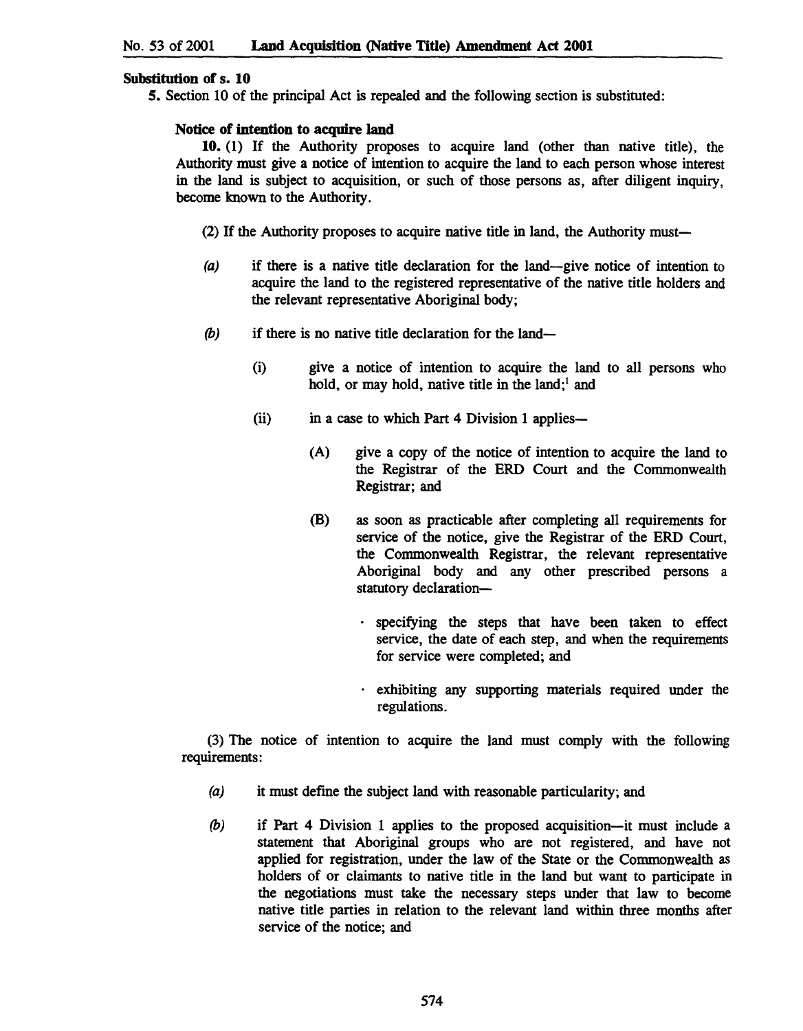**Substitution of s. 10**

5. Section 10 of the principal Act is repealed and the following section is substituted:

**Notice of intention to acquire land**

**10.** (1) If the Authority proposes to acquire land (other than native title), the Authority must give a notice of intention to acquire the land to each person whose interest in the land is subject to acquisition, or such of those persons as, after diligent inquiry, become known to the Authority.

(2) If the Authority proposes to acquire native title in land, the Authority must—

*(a)* if there is a native title declaration for the land—give notice of intention to acquire the land to the registered representative of the native title holders and the relevant representative Aboriginal body;

*(b)* if there is no native title declaration for the land—

(i) give a notice of intention to acquire the land to all persons who hold, or may hold, native title in the land;[1] and

(ii) in a case to which Part 4 Division 1 applies—

(A) give a copy of the notice of intention to acquire the land to the Registrar of the ERD Court and the Commonwealth Registrar; and

(B) as soon as practicable after completing all requirements for service of the notice, give the Registrar of the ERD Court, the Commonwealth Registrar, the relevant representative Aboriginal body and any other prescribed persons a statutory declaration—

- specifying the steps that have been taken to effect service, the date of each step, and when the requirements for service were completed; and
- exhibiting any supporting materials required under the regulations.

(3) The notice of intention to acquire the land must comply with the following requirements:

*(a)* it must define the subject land with reasonable particularity; and

*(b)* if Part 4 Division 1 applies to the proposed acquisition—it must include a statement that Aboriginal groups who are not registered, and have not applied for registration, under the law of the State or the Commonwealth as holders of or claimants to native title in the land but want to participate in the negotiations must take the necessary steps under that law to become native title parties in relation to the relevant land within three months after service of the notice; and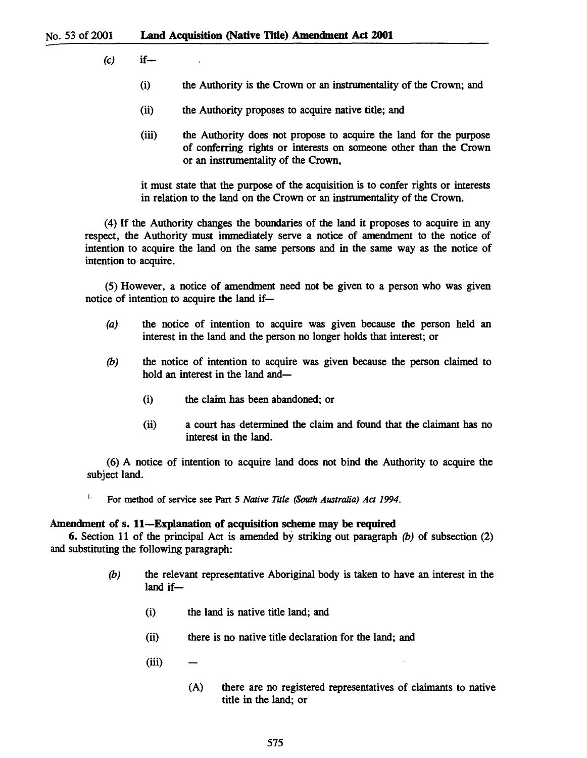*(c)* if—

(i) the Authority is the Crown or an instrumentality of the Crown; and

(ii) the Authority proposes to acquire native title; and

(iii) the Authority does not propose to acquire the land for the purpose of conferring rights or interests on someone other than the Crown or an instrumentality of the Crown,

it must state that the purpose of the acquisition is to confer rights or interests in relation to the land on the Crown or an instrumentality of the Crown.

(4) If the Authority changes the boundaries of the land it proposes to acquire in any respect, the Authority must immediately serve a notice of amendment to the notice of intention to acquire the land on the same persons and in the same way as the notice of intention to acquire.

(5) However, a notice of amendment need not be given to a person who was given notice of intention to acquire the land if—

*(a)* the notice of intention to acquire was given because the person held an interest in the land and the person no longer holds that interest; or

*(b)* the notice of intention to acquire was given because the person claimed to hold an interest in the land and—

(i) the claim has been abandoned; or

(ii) a court has determined the claim and found that the claimant has no interest in the land.

(6) A notice of intention to acquire land does not bind the Authority to acquire the subject land.

1. For method of service see Part 5 *Native Title (South Australia) Act 1994*.

**Amendment of s. 11—Explanation of acquisition scheme may be required**

**6.** Section 11 of the principal Act is amended by striking out paragraph *(b)* of subsection (2) and substituting the following paragraph:

*(b)* the relevant representative Aboriginal body is taken to have an interest in the land if—

(i) the land is native title land; and

(ii) there is no native title declaration for the land; and

(iii) —

(A) there are no registered representatives of claimants to native title in the land; or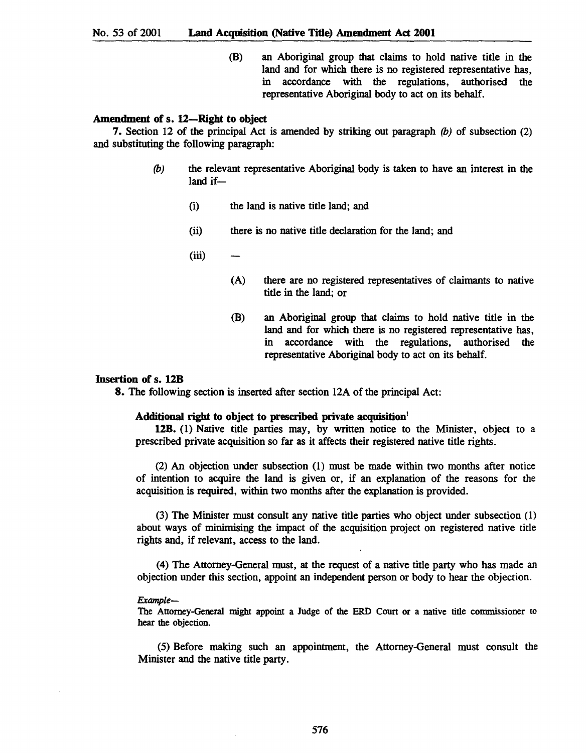(B) an Aboriginal group that claims to hold native title in the land and for which there is no registered representative has, in accordance with the regulations, authorised the representative Aboriginal body to act on its behalf.

**Amendment of s. 12—Right to object**

**7.** Section 12 of the principal Act is amended by striking out paragraph *(b)* of subsection (2) and substituting the following paragraph:

*(b)* the relevant representative Aboriginal body is taken to have an interest in the land if—

(i) the land is native title land; and

(ii) there is no native title declaration for the land; and

(iii) —

(A) there are no registered representatives of claimants to native title in the land; or

(B) an Aboriginal group that claims to hold native title in the land and for which there is no registered representative has, in accordance with the regulations, authorised the representative Aboriginal body to act on its behalf.

**Insertion of s. 12B**

**8.** The following section is inserted after section 12A of the principal Act:

**Additional right to object to prescribed private acquisition**[1]

**12B.** (1) Native title parties may, by written notice to the Minister, object to a prescribed private acquisition so far as it affects their registered native title rights.

(2) An objection under subsection (1) must be made within two months after notice of intention to acquire the land is given or, if an explanation of the reasons for the acquisition is required, within two months after the explanation is provided.

(3) The Minister must consult any native title parties who object under subsection (1) about ways of minimising the impact of the acquisition project on registered native title rights and, if relevant, access to the land.

(4) The Attorney-General must, at the request of a native title party who has made an objection under this section, appoint an independent person or body to hear the objection.

*Example—*
The Attorney-General might appoint a Judge of the ERD Court or a native title commissioner to hear the objection.

(5) Before making such an appointment, the Attorney-General must consult the Minister and the native title party.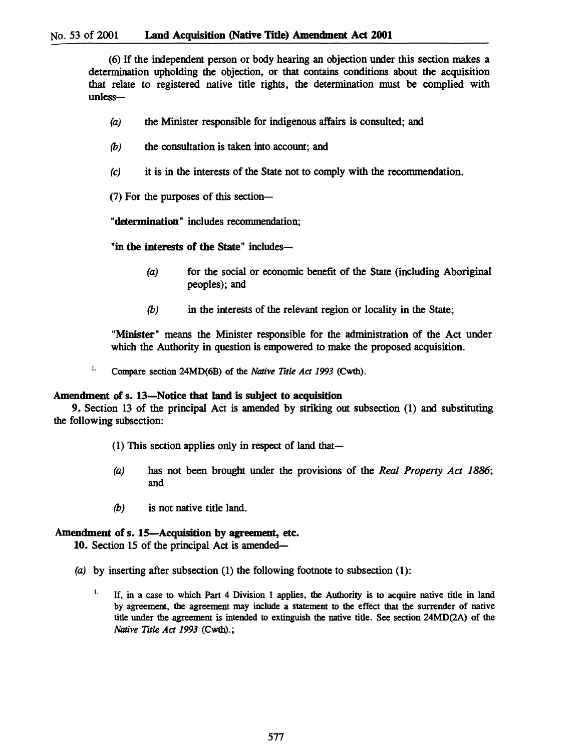(6) If the independent person or body hearing an objection under this section makes a determination upholding the objection, or that contains conditions about the acquisition that relate to registered native title rights, the determination must be complied with unless—

*(a)* the Minister responsible for indigenous affairs is consulted; and

*(b)* the consultation is taken into account; and

*(c)* it is in the interests of the State not to comply with the recommendation.

(7) For the purposes of this section—

**"determination"** includes recommendation;

**"in the interests of the State"** includes—

*(a)* for the social or economic benefit of the State (including Aboriginal peoples); and

*(b)* in the interests of the relevant region or locality in the State;

**"Minister"** means the Minister responsible for the administration of the Act under which the Authority in question is empowered to make the proposed acquisition.

1. Compare section 24MD(6B) of the *Native Title Act 1993* (Cwth).

**Amendment of s. 13—Notice that land is subject to acquisition**

**9.** Section 13 of the principal Act is amended by striking out subsection (1) and substituting the following subsection:

(1) This section applies only in respect of land that—

*(a)* has not been brought under the provisions of the *Real Property Act 1886*; and

*(b)* is not native title land.

**Amendment of s. 15—Acquisition by agreement, etc.**

**10.** Section 15 of the principal Act is amended—

*(a)* by inserting after subsection (1) the following footnote to subsection (1):

1. If, in a case to which Part 4 Division 1 applies, the Authority is to acquire native title in land by agreement, the agreement may include a statement to the effect that the surrender of native title under the agreement is intended to extinguish the native title. See section 24MD(2A) of the *Native Title Act 1993* (Cwth).;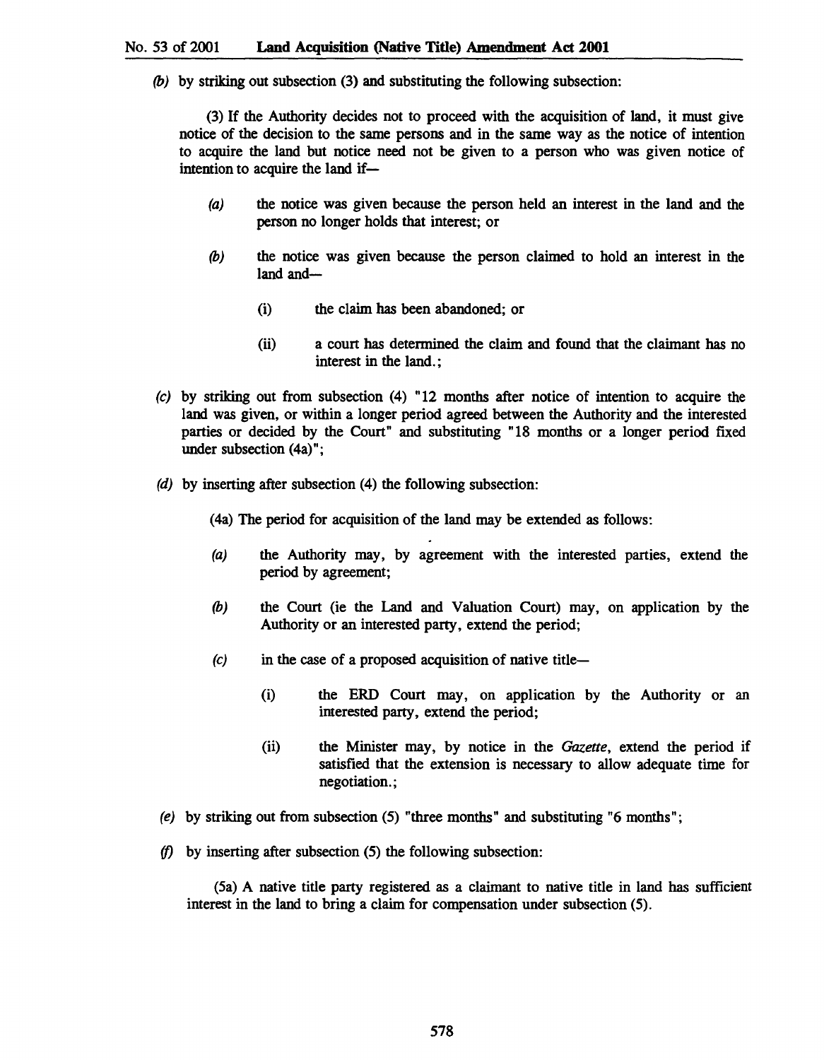*(b)* by striking out subsection (3) and substituting the following subsection:

(3) If the Authority decides not to proceed with the acquisition of land, it must give notice of the decision to the same persons and in the same way as the notice of intention to acquire the land but notice need not be given to a person who was given notice of intention to acquire the land if—

*(a)* the notice was given because the person held an interest in the land and the person no longer holds that interest; or

*(b)* the notice was given because the person claimed to hold an interest in the land and—

(i) the claim has been abandoned; or

(ii) a court has determined the claim and found that the claimant has no interest in the land.;

*(c)* by striking out from subsection (4) "12 months after notice of intention to acquire the land was given, or within a longer period agreed between the Authority and the interested parties or decided by the Court" and substituting "18 months or a longer period fixed under subsection (4a)";

*(d)* by inserting after subsection (4) the following subsection:

(4a) The period for acquisition of the land may be extended as follows:

*(a)* the Authority may, by agreement with the interested parties, extend the period by agreement;

*(b)* the Court (ie the Land and Valuation Court) may, on application by the Authority or an interested party, extend the period;

*(c)* in the case of a proposed acquisition of native title—

(i) the ERD Court may, on application by the Authority or an interested party, extend the period;

(ii) the Minister may, by notice in the *Gazette*, extend the period if satisfied that the extension is necessary to allow adequate time for negotiation.;

*(e)* by striking out from subsection (5) "three months" and substituting "6 months";

*(f)* by inserting after subsection (5) the following subsection:

(5a) A native title party registered as a claimant to native title in land has sufficient interest in the land to bring a claim for compensation under subsection (5).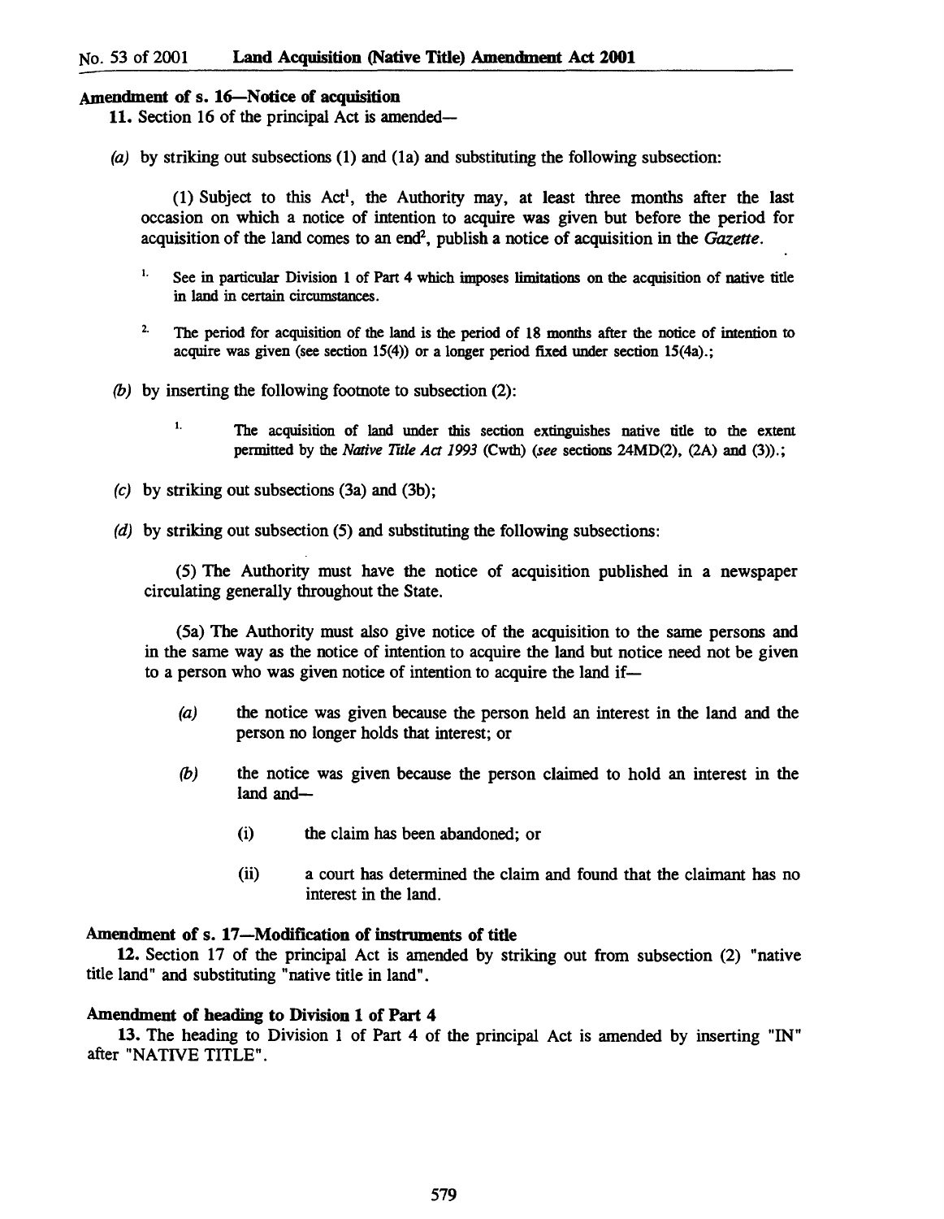**Amendment of s. 16—Notice of acquisition**

11. Section 16 of the principal Act is amended—

*(a)* by striking out subsections (1) and (1a) and substituting the following subsection:

(1) Subject to this Act[1], the Authority may, at least three months after the last occasion on which a notice of intention to acquire was given but before the period for acquisition of the land comes to an end[2], publish a notice of acquisition in the *Gazette*.

1. See in particular Division 1 of Part 4 which imposes limitations on the acquisition of native title in land in certain circumstances.

2. The period for acquisition of the land is the period of 18 months after the notice of intention to acquire was given (see section 15(4)) or a longer period fixed under section 15(4a).;

*(b)* by inserting the following footnote to subsection (2):

1. The acquisition of land under this section extinguishes native title to the extent permitted by the *Native Title Act 1993* (Cwth) (*see* sections 24MD(2), (2A) and (3)).;

*(c)* by striking out subsections (3a) and (3b);

*(d)* by striking out subsection (5) and substituting the following subsections:

(5) The Authority must have the notice of acquisition published in a newspaper circulating generally throughout the State.

(5a) The Authority must also give notice of the acquisition to the same persons and in the same way as the notice of intention to acquire the land but notice need not be given to a person who was given notice of intention to acquire the land if—

*(a)* the notice was given because the person held an interest in the land and the person no longer holds that interest; or

*(b)* the notice was given because the person claimed to hold an interest in the land and—

(i) the claim has been abandoned; or

(ii) a court has determined the claim and found that the claimant has no interest in the land.

**Amendment of s. 17—Modification of instruments of title**

12. Section 17 of the principal Act is amended by striking out from subsection (2) "native title land" and substituting "native title in land".

**Amendment of heading to Division 1 of Part 4**

13. The heading to Division 1 of Part 4 of the principal Act is amended by inserting "IN" after "NATIVE TITLE".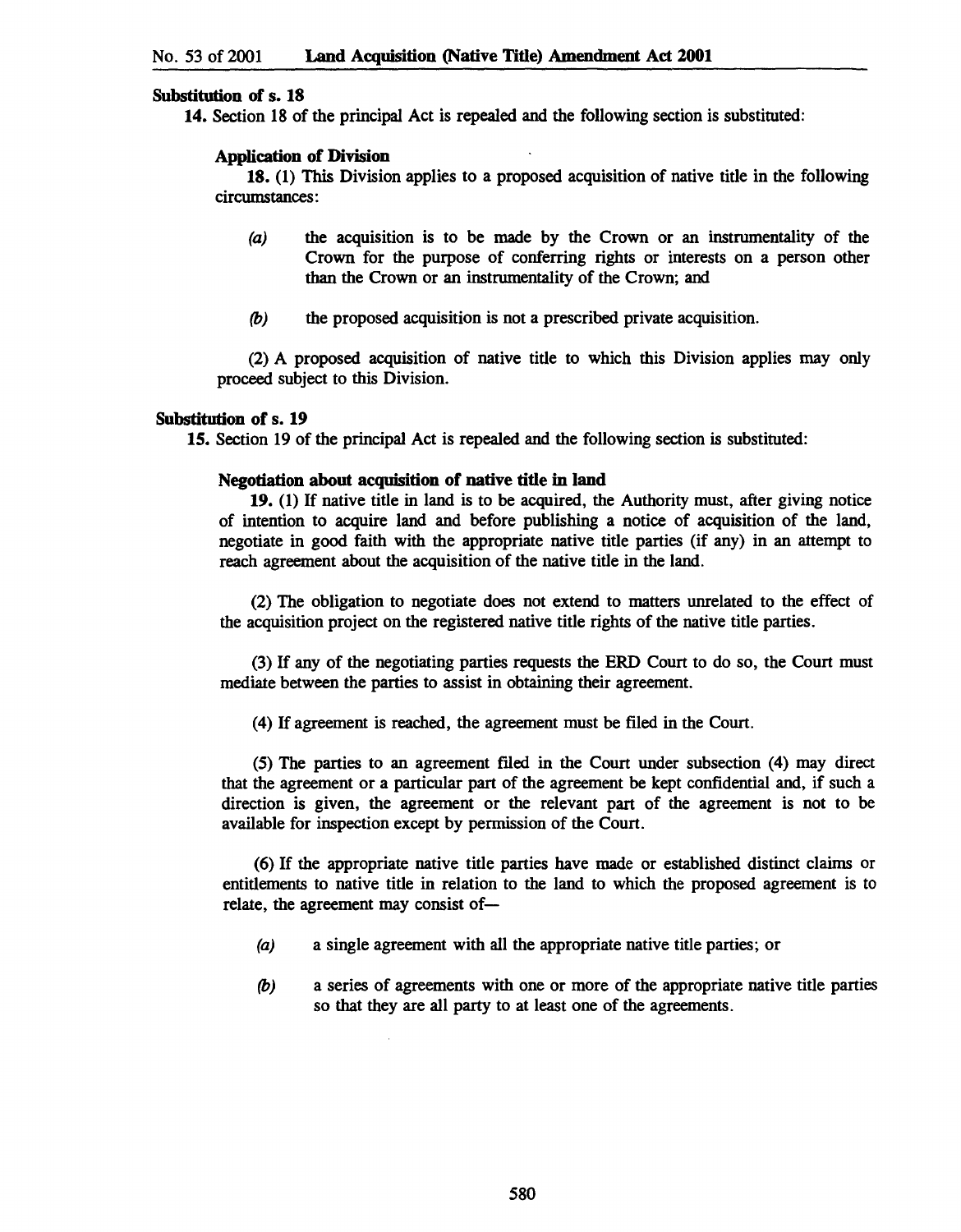**Substitution of s. 18**

**14.** Section 18 of the principal Act is repealed and the following section is substituted:

**Application of Division**

**18.** (1) This Division applies to a proposed acquisition of native title in the following circumstances:

*(a)* the acquisition is to be made by the Crown or an instrumentality of the Crown for the purpose of conferring rights or interests on a person other than the Crown or an instrumentality of the Crown; and

*(b)* the proposed acquisition is not a prescribed private acquisition.

(2) A proposed acquisition of native title to which this Division applies may only proceed subject to this Division.

**Substitution of s. 19**

**15.** Section 19 of the principal Act is repealed and the following section is substituted:

**Negotiation about acquisition of native title in land**

**19.** (1) If native title in land is to be acquired, the Authority must, after giving notice of intention to acquire land and before publishing a notice of acquisition of the land, negotiate in good faith with the appropriate native title parties (if any) in an attempt to reach agreement about the acquisition of the native title in the land.

(2) The obligation to negotiate does not extend to matters unrelated to the effect of the acquisition project on the registered native title rights of the native title parties.

(3) If any of the negotiating parties requests the ERD Court to do so, the Court must mediate between the parties to assist in obtaining their agreement.

(4) If agreement is reached, the agreement must be filed in the Court.

(5) The parties to an agreement filed in the Court under subsection (4) may direct that the agreement or a particular part of the agreement be kept confidential and, if such a direction is given, the agreement or the relevant part of the agreement is not to be available for inspection except by permission of the Court.

(6) If the appropriate native title parties have made or established distinct claims or entitlements to native title in relation to the land to which the proposed agreement is to relate, the agreement may consist of—

*(a)* a single agreement with all the appropriate native title parties; or

*(b)* a series of agreements with one or more of the appropriate native title parties so that they are all party to at least one of the agreements.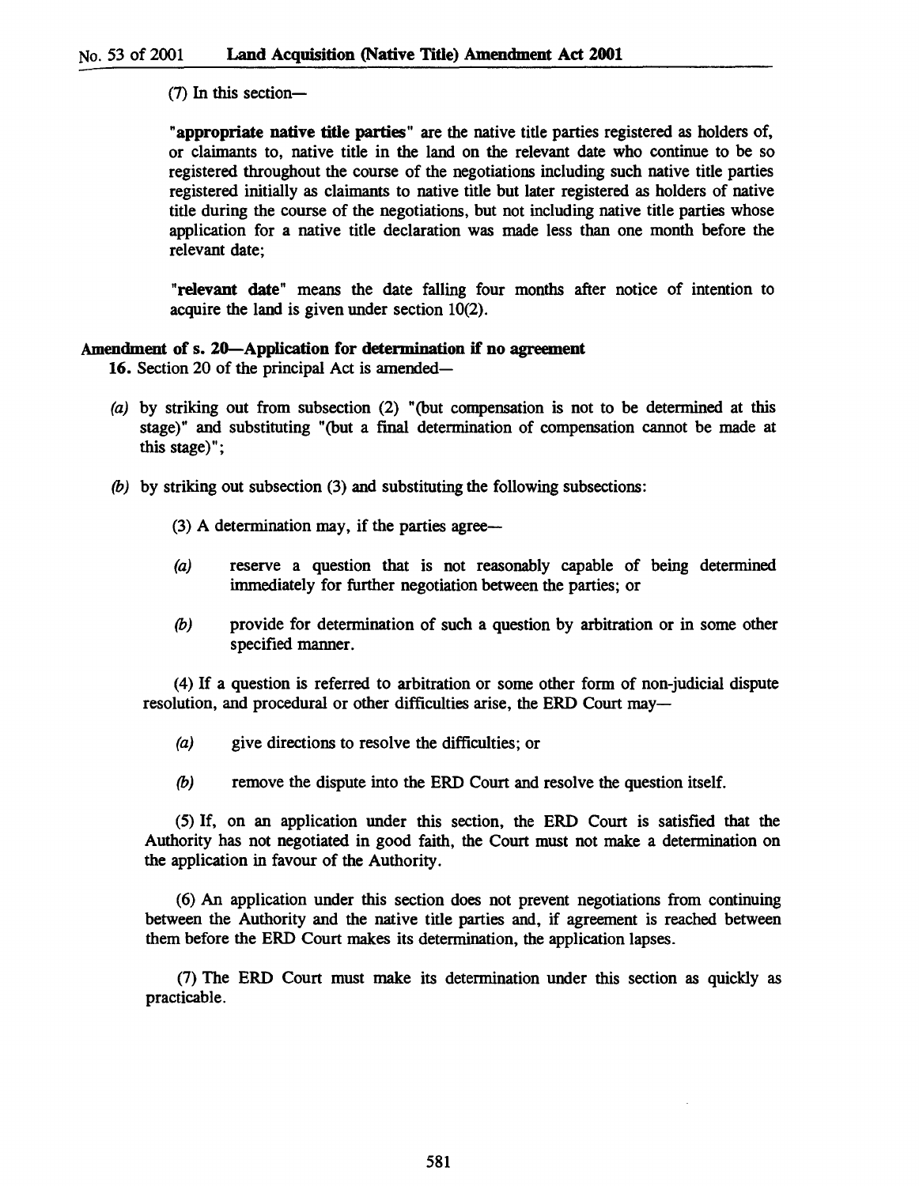(7) In this section—

**"appropriate native title parties"** are the native title parties registered as holders of, or claimants to, native title in the land on the relevant date who continue to be so registered throughout the course of the negotiations including such native title parties registered initially as claimants to native title but later registered as holders of native title during the course of the negotiations, but not including native title parties whose application for a native title declaration was made less than one month before the relevant date;

**"relevant date"** means the date falling four months after notice of intention to acquire the land is given under section 10(2).

**Amendment of s. 20—Application for determination if no agreement**

**16.** Section 20 of the principal Act is amended—

*(a)* by striking out from subsection (2) "(but compensation is not to be determined at this stage)" and substituting "(but a final determination of compensation cannot be made at this stage)";

*(b)* by striking out subsection (3) and substituting the following subsections:

(3) A determination may, if the parties agree—

*(a)* reserve a question that is not reasonably capable of being determined immediately for further negotiation between the parties; or

*(b)* provide for determination of such a question by arbitration or in some other specified manner.

(4) If a question is referred to arbitration or some other form of non-judicial dispute resolution, and procedural or other difficulties arise, the ERD Court may—

*(a)* give directions to resolve the difficulties; or

*(b)* remove the dispute into the ERD Court and resolve the question itself.

(5) If, on an application under this section, the ERD Court is satisfied that the Authority has not negotiated in good faith, the Court must not make a determination on the application in favour of the Authority.

(6) An application under this section does not prevent negotiations from continuing between the Authority and the native title parties and, if agreement is reached between them before the ERD Court makes its determination, the application lapses.

(7) The ERD Court must make its determination under this section as quickly as practicable.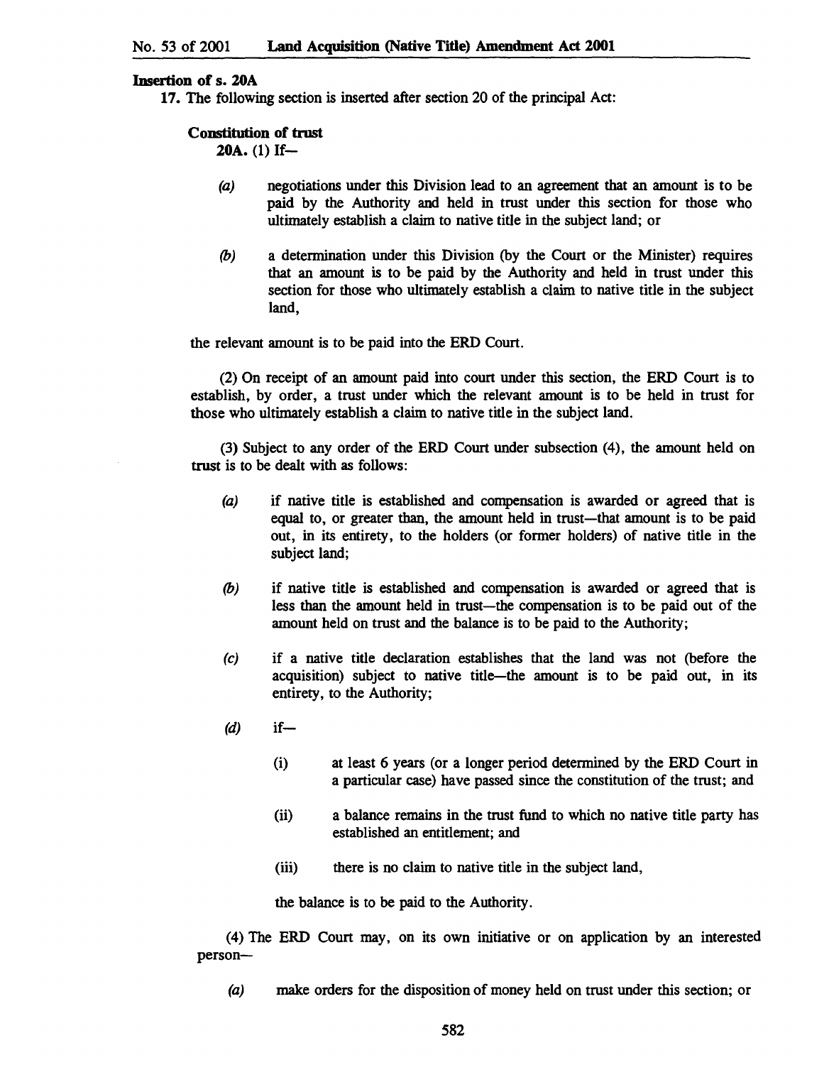**Insertion of s. 20A**

17. The following section is inserted after section 20 of the principal Act:

**Constitution of trust**

**20A.** (1) If—

*(a)* negotiations under this Division lead to an agreement that an amount is to be paid by the Authority and held in trust under this section for those who ultimately establish a claim to native title in the subject land; or

*(b)* a determination under this Division (by the Court or the Minister) requires that an amount is to be paid by the Authority and held in trust under this section for those who ultimately establish a claim to native title in the subject land,

the relevant amount is to be paid into the ERD Court.

(2) On receipt of an amount paid into court under this section, the ERD Court is to establish, by order, a trust under which the relevant amount is to be held in trust for those who ultimately establish a claim to native title in the subject land.

(3) Subject to any order of the ERD Court under subsection (4), the amount held on trust is to be dealt with as follows:

*(a)* if native title is established and compensation is awarded or agreed that is equal to, or greater than, the amount held in trust—that amount is to be paid out, in its entirety, to the holders (or former holders) of native title in the subject land;

*(b)* if native title is established and compensation is awarded or agreed that is less than the amount held in trust—the compensation is to be paid out of the amount held on trust and the balance is to be paid to the Authority;

*(c)* if a native title declaration establishes that the land was not (before the acquisition) subject to native title—the amount is to be paid out, in its entirety, to the Authority;

*(d)* if—

(i) at least 6 years (or a longer period determined by the ERD Court in a particular case) have passed since the constitution of the trust; and

(ii) a balance remains in the trust fund to which no native title party has established an entitlement; and

(iii) there is no claim to native title in the subject land,

the balance is to be paid to the Authority.

(4) The ERD Court may, on its own initiative or on application by an interested person—

*(a)* make orders for the disposition of money held on trust under this section; or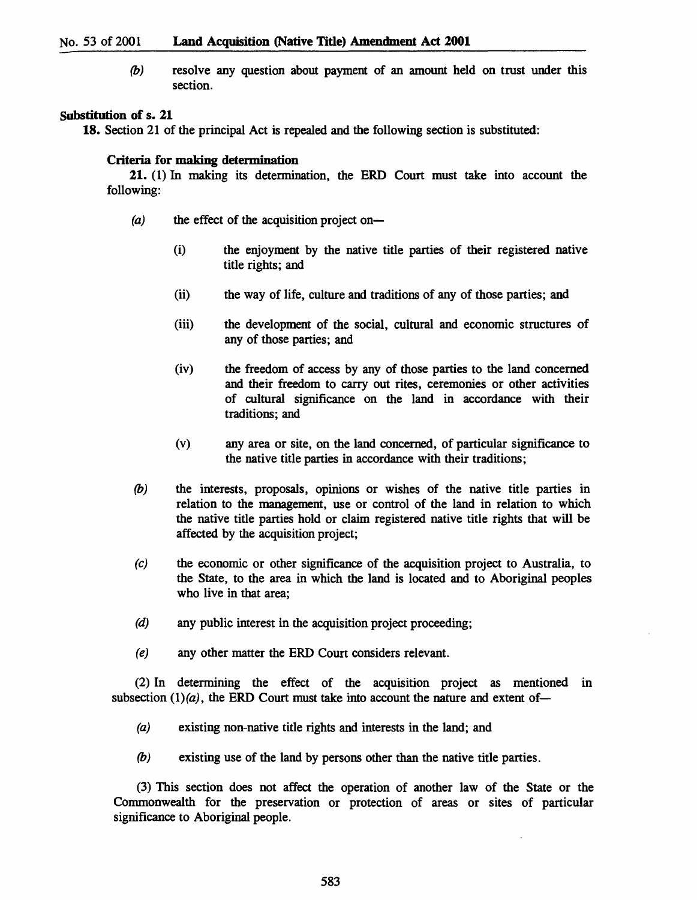*(b)* resolve any question about payment of an amount held on trust under this section.

**Substitution of s. 21**

**18.** Section 21 of the principal Act is repealed and the following section is substituted:

**Criteria for making determination**

**21.** (1) In making its determination, the ERD Court must take into account the following:

*(a)* the effect of the acquisition project on—

(i) the enjoyment by the native title parties of their registered native title rights; and

(ii) the way of life, culture and traditions of any of those parties; and

(iii) the development of the social, cultural and economic structures of any of those parties; and

(iv) the freedom of access by any of those parties to the land concerned and their freedom to carry out rites, ceremonies or other activities of cultural significance on the land in accordance with their traditions; and

(v) any area or site, on the land concerned, of particular significance to the native title parties in accordance with their traditions;

*(b)* the interests, proposals, opinions or wishes of the native title parties in relation to the management, use or control of the land in relation to which the native title parties hold or claim registered native title rights that will be affected by the acquisition project;

*(c)* the economic or other significance of the acquisition project to Australia, to the State, to the area in which the land is located and to Aboriginal peoples who live in that area;

*(d)* any public interest in the acquisition project proceeding;

*(e)* any other matter the ERD Court considers relevant.

(2) In determining the effect of the acquisition project as mentioned in subsection (1)*(a)*, the ERD Court must take into account the nature and extent of—

*(a)* existing non-native title rights and interests in the land; and

*(b)* existing use of the land by persons other than the native title parties.

(3) This section does not affect the operation of another law of the State or the Commonwealth for the preservation or protection of areas or sites of particular significance to Aboriginal people.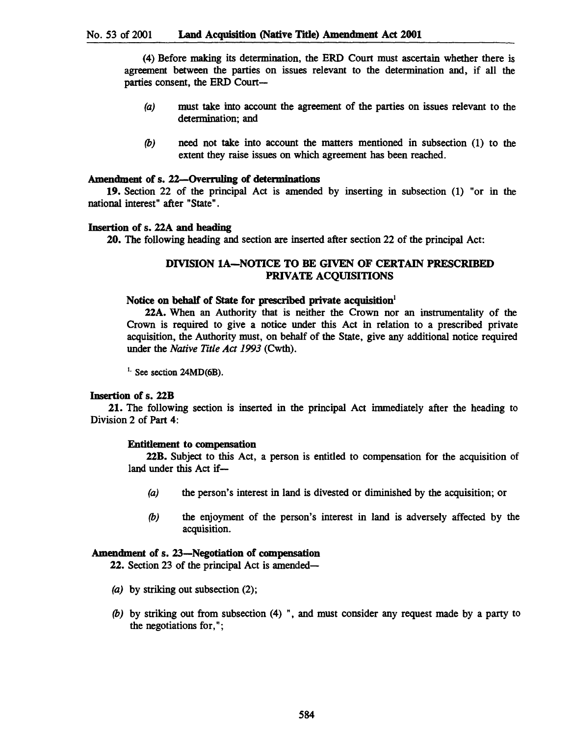(4) Before making its determination, the ERD Court must ascertain whether there is agreement between the parties on issues relevant to the determination and, if all the parties consent, the ERD Court—

*(a)* must take into account the agreement of the parties on issues relevant to the determination; and

*(b)* need not take into account the matters mentioned in subsection (1) to the extent they raise issues on which agreement has been reached.

**Amendment of s. 22—Overruling of determinations**

**19.** Section 22 of the principal Act is amended by inserting in subsection (1) "or in the national interest" after "State".

**Insertion of s. 22A and heading**

**20.** The following heading and section are inserted after section 22 of the principal Act:

DIVISION 1A—NOTICE TO BE GIVEN OF CERTAIN PRESCRIBED PRIVATE ACQUISITIONS

**Notice on behalf of State for prescribed private acquisition**[1]

**22A.** When an Authority that is neither the Crown nor an instrumentality of the Crown is required to give a notice under this Act in relation to a prescribed private acquisition, the Authority must, on behalf of the State, give any additional notice required under the *Native Title Act 1993* (Cwth).

[1] See section 24MD(6B).

**Insertion of s. 22B**

**21.** The following section is inserted in the principal Act immediately after the heading to Division 2 of Part 4:

**Entitlement to compensation**

**22B.** Subject to this Act, a person is entitled to compensation for the acquisition of land under this Act if—

*(a)* the person's interest in land is divested or diminished by the acquisition; or

*(b)* the enjoyment of the person's interest in land is adversely affected by the acquisition.

**Amendment of s. 23—Negotiation of compensation**

**22.** Section 23 of the principal Act is amended—

*(a)* by striking out subsection (2);

*(b)* by striking out from subsection (4) ", and must consider any request made by a party to the negotiations for,";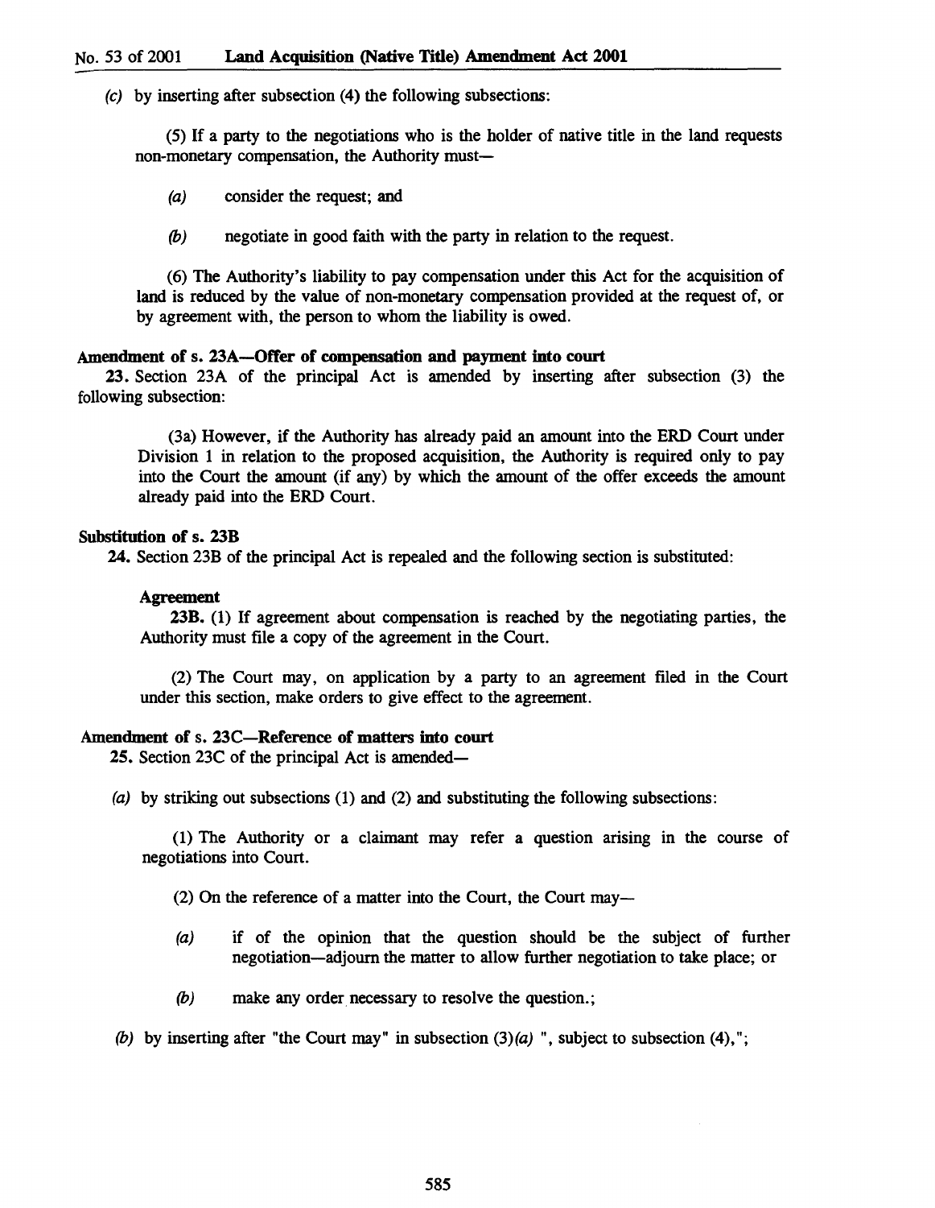*(c)* by inserting after subsection (4) the following subsections:

(5) If a party to the negotiations who is the holder of native title in the land requests non-monetary compensation, the Authority must—

*(a)* consider the request; and

*(b)* negotiate in good faith with the party in relation to the request.

(6) The Authority's liability to pay compensation under this Act for the acquisition of land is reduced by the value of non-monetary compensation provided at the request of, or by agreement with, the person to whom the liability is owed.

**Amendment of s. 23A—Offer of compensation and payment into court**

**23.** Section 23A of the principal Act is amended by inserting after subsection (3) the following subsection:

(3a) However, if the Authority has already paid an amount into the ERD Court under Division 1 in relation to the proposed acquisition, the Authority is required only to pay into the Court the amount (if any) by which the amount of the offer exceeds the amount already paid into the ERD Court.

**Substitution of s. 23B**

**24.** Section 23B of the principal Act is repealed and the following section is substituted:

**Agreement**

**23B.** (1) If agreement about compensation is reached by the negotiating parties, the Authority must file a copy of the agreement in the Court.

(2) The Court may, on application by a party to an agreement filed in the Court under this section, make orders to give effect to the agreement.

**Amendment of s. 23C—Reference of matters into court**

**25.** Section 23C of the principal Act is amended—

*(a)* by striking out subsections (1) and (2) and substituting the following subsections:

(1) The Authority or a claimant may refer a question arising in the course of negotiations into Court.

(2) On the reference of a matter into the Court, the Court may—

*(a)* if of the opinion that the question should be the subject of further negotiation—adjourn the matter to allow further negotiation to take place; or

*(b)* make any order necessary to resolve the question.;

*(b)* by inserting after "the Court may" in subsection (3)*(a)* ", subject to subsection (4),";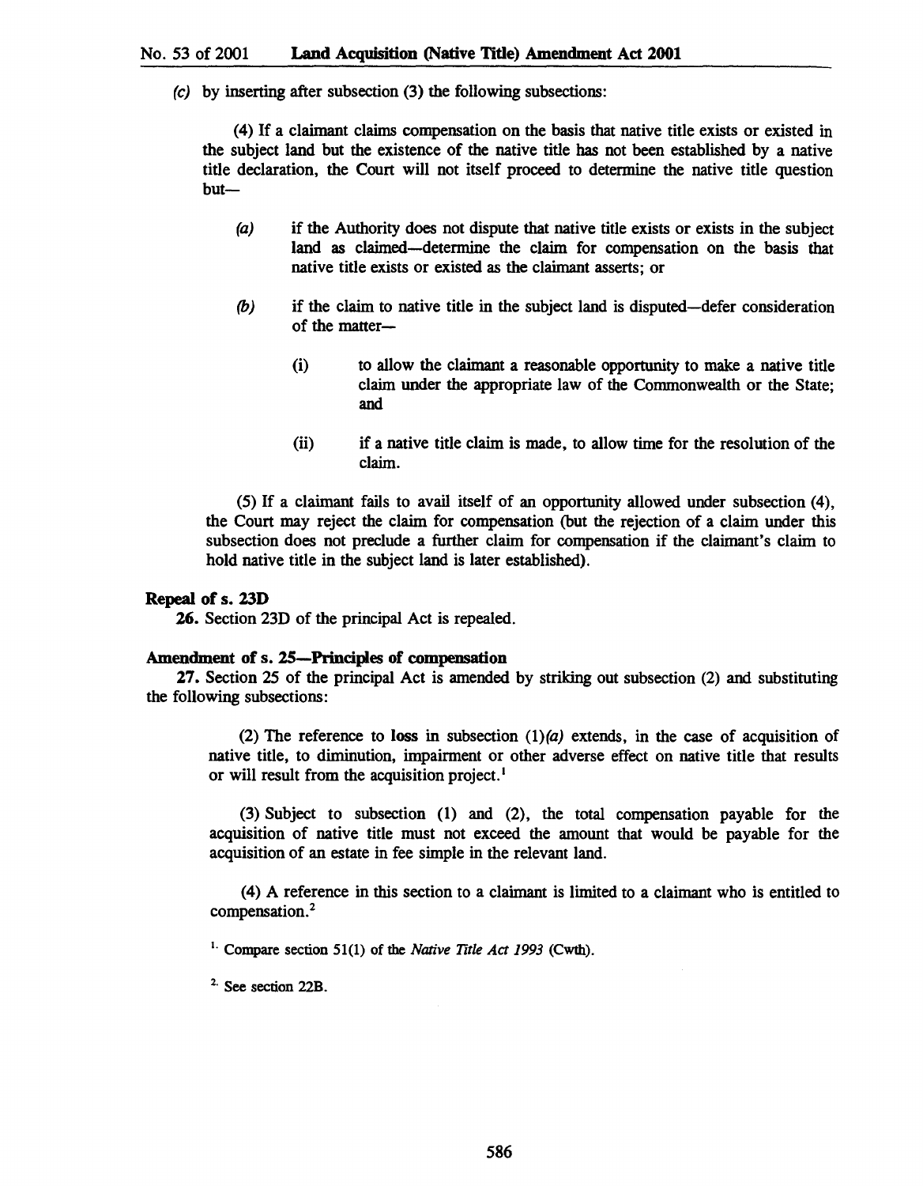(c) by inserting after subsection (3) the following subsections:

(4) If a claimant claims compensation on the basis that native title exists or existed in the subject land but the existence of the native title has not been established by a native title declaration, the Court will not itself proceed to determine the native title question but—

(a) if the Authority does not dispute that native title exists or exists in the subject land as claimed—determine the claim for compensation on the basis that native title exists or existed as the claimant asserts; or

(b) if the claim to native title in the subject land is disputed—defer consideration of the matter—

(i) to allow the claimant a reasonable opportunity to make a native title claim under the appropriate law of the Commonwealth or the State; and

(ii) if a native title claim is made, to allow time for the resolution of the claim.

(5) If a claimant fails to avail itself of an opportunity allowed under subsection (4), the Court may reject the claim for compensation (but the rejection of a claim under this subsection does not preclude a further claim for compensation if the claimant's claim to hold native title in the subject land is later established).

**Repeal of s. 23D**

**26.** Section 23D of the principal Act is repealed.

**Amendment of s. 25—Principles of compensation**

**27.** Section 25 of the principal Act is amended by striking out subsection (2) and substituting the following subsections:

(2) The reference to **loss** in subsection (1)*(a)* extends, in the case of acquisition of native title, to diminution, impairment or other adverse effect on native title that results or will result from the acquisition project.[1]

(3) Subject to subsection (1) and (2), the total compensation payable for the acquisition of native title must not exceed the amount that would be payable for the acquisition of an estate in fee simple in the relevant land.

(4) A reference in this section to a claimant is limited to a claimant who is entitled to compensation.[2]

[1] Compare section 51(1) of the *Native Title Act 1993* (Cwth).

[2] See section 22B.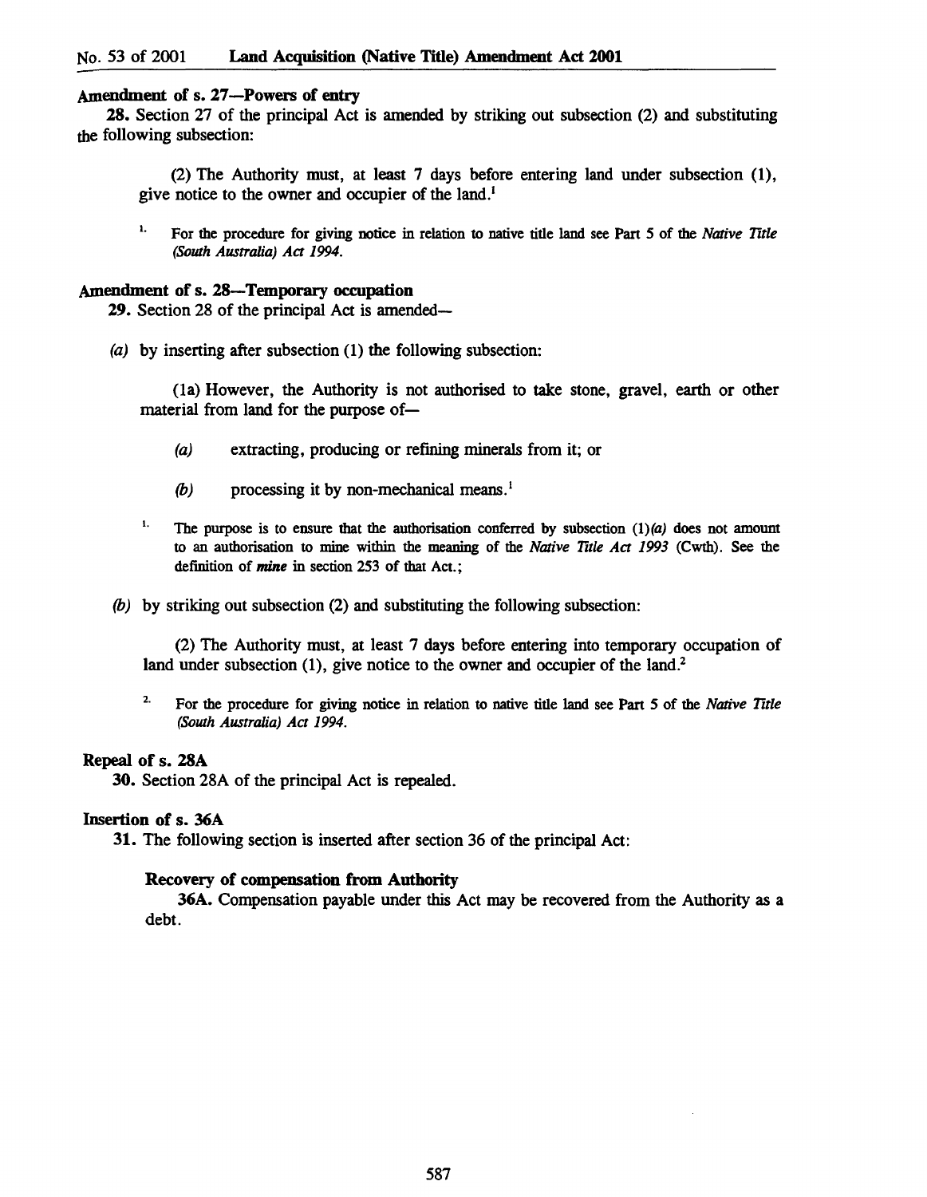**Amendment of s. 27—Powers of entry**

**28.** Section 27 of the principal Act is amended by striking out subsection (2) and substituting the following subsection:

(2) The Authority must, at least 7 days before entering land under subsection (1), give notice to the owner and occupier of the land.[1]

[1] For the procedure for giving notice in relation to native title land see Part 5 of the *Native Title (South Australia) Act 1994*.

**Amendment of s. 28—Temporary occupation**

**29.** Section 28 of the principal Act is amended—

*(a)* by inserting after subsection (1) the following subsection:

(1a) However, the Authority is not authorised to take stone, gravel, earth or other material from land for the purpose of—

*(a)* extracting, producing or refining minerals from it; or

*(b)* processing it by non-mechanical means.[1]

[1] The purpose is to ensure that the authorisation conferred by subsection (1)*(a)* does not amount to an authorisation to mine within the meaning of the *Native Title Act 1993* (Cwth). See the definition of ***mine*** in section 253 of that Act.;

*(b)* by striking out subsection (2) and substituting the following subsection:

(2) The Authority must, at least 7 days before entering into temporary occupation of land under subsection (1), give notice to the owner and occupier of the land.[2]

[2] For the procedure for giving notice in relation to native title land see Part 5 of the *Native Title (South Australia) Act 1994*.

**Repeal of s. 28A**

**30.** Section 28A of the principal Act is repealed.

**Insertion of s. 36A**

**31.** The following section is inserted after section 36 of the principal Act:

**Recovery of compensation from Authority**

**36A.** Compensation payable under this Act may be recovered from the Authority as a debt.